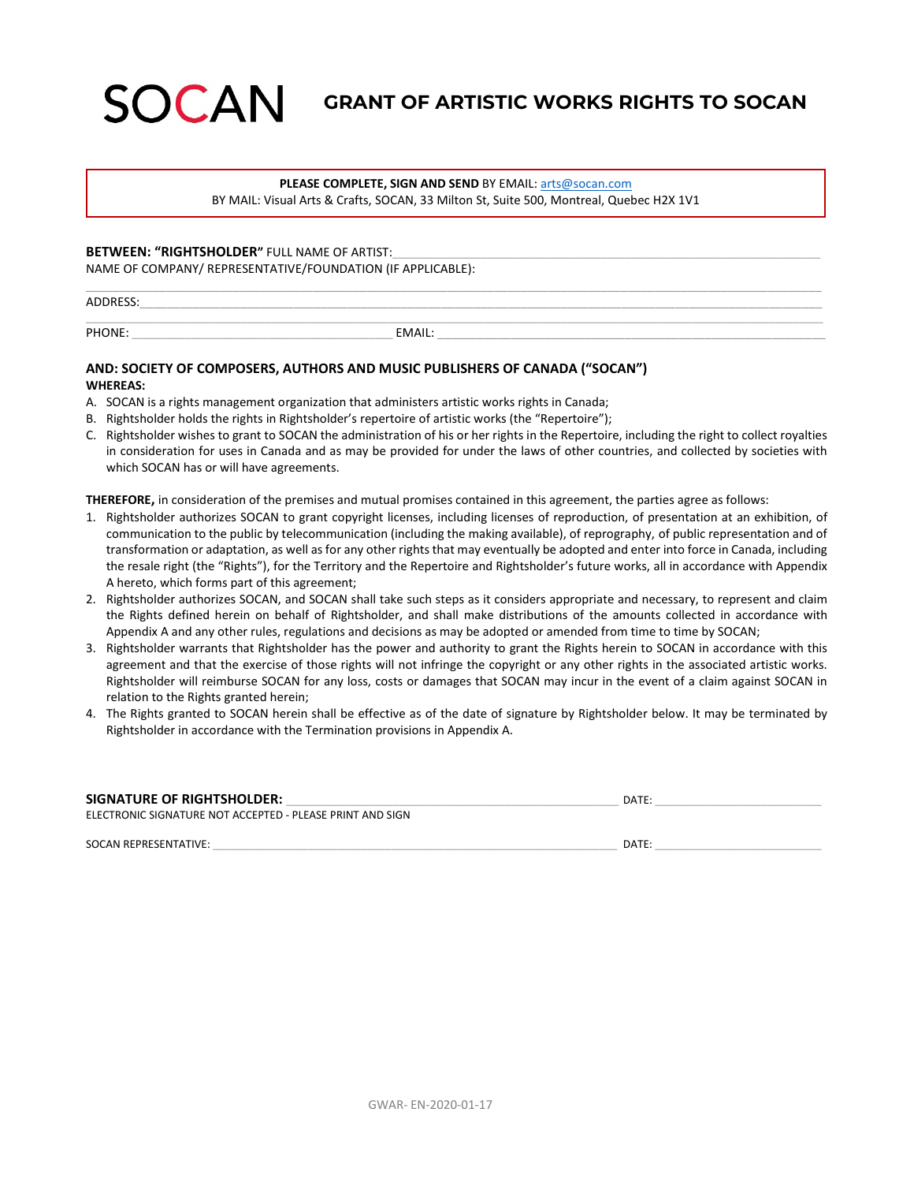# SOCAN GRANT OF ARTISTIC WORKS RIGHTS TO SOCAN

**PLEASE COMPLETE, SIGN AND SEND** BY EMAIL: arts@socan.com
BY MAIL: Visual Arts & Crafts, SOCAN, 33 Milton St, Suite 500, Montreal, Quebec H2X 1V1

**BETWEEN: "RIGHTSHOLDER"** FULL NAME OF ARTIST:_______________________________________________

NAME OF COMPANY/ REPRESENTATIVE/FOUNDATION (IF APPLICABLE):

_______________________________________________

ADDRESS:_______________________________________________

_______________________________________________

PHONE: ____________________________ EMAIL: ____________________________

**AND: SOCIETY OF COMPOSERS, AUTHORS AND MUSIC PUBLISHERS OF CANADA ("SOCAN")**

**WHEREAS:**

A. SOCAN is a rights management organization that administers artistic works rights in Canada;
B. Rightsholder holds the rights in Rightsholder's repertoire of artistic works (the "Repertoire");
C. Rightsholder wishes to grant to SOCAN the administration of his or her rights in the Repertoire, including the right to collect royalties in consideration for uses in Canada and as may be provided for under the laws of other countries, and collected by societies with which SOCAN has or will have agreements.

**THEREFORE,** in consideration of the premises and mutual promises contained in this agreement, the parties agree as follows:

1. Rightsholder authorizes SOCAN to grant copyright licenses, including licenses of reproduction, of presentation at an exhibition, of communication to the public by telecommunication (including the making available), of reprography, of public representation and of transformation or adaptation, as well as for any other rights that may eventually be adopted and enter into force in Canada, including the resale right (the "Rights"), for the Territory and the Repertoire and Rightsholder's future works, all in accordance with Appendix A hereto, which forms part of this agreement;
2. Rightsholder authorizes SOCAN, and SOCAN shall take such steps as it considers appropriate and necessary, to represent and claim the Rights defined herein on behalf of Rightsholder, and shall make distributions of the amounts collected in accordance with Appendix A and any other rules, regulations and decisions as may be adopted or amended from time to time by SOCAN;
3. Rightsholder warrants that Rightsholder has the power and authority to grant the Rights herein to SOCAN in accordance with this agreement and that the exercise of those rights will not infringe the copyright or any other rights in the associated artistic works. Rightsholder will reimburse SOCAN for any loss, costs or damages that SOCAN may incur in the event of a claim against SOCAN in relation to the Rights granted herein;
4. The Rights granted to SOCAN herein shall be effective as of the date of signature by Rightsholder below. It may be terminated by Rightsholder in accordance with the Termination provisions in Appendix A.

**SIGNATURE OF RIGHTSHOLDER:** ____________________________ DATE: ______________

ELECTRONIC SIGNATURE NOT ACCEPTED - PLEASE PRINT AND SIGN

SOCAN REPRESENTATIVE: ____________________________ DATE: ______________

GWAR- EN-2020-01-17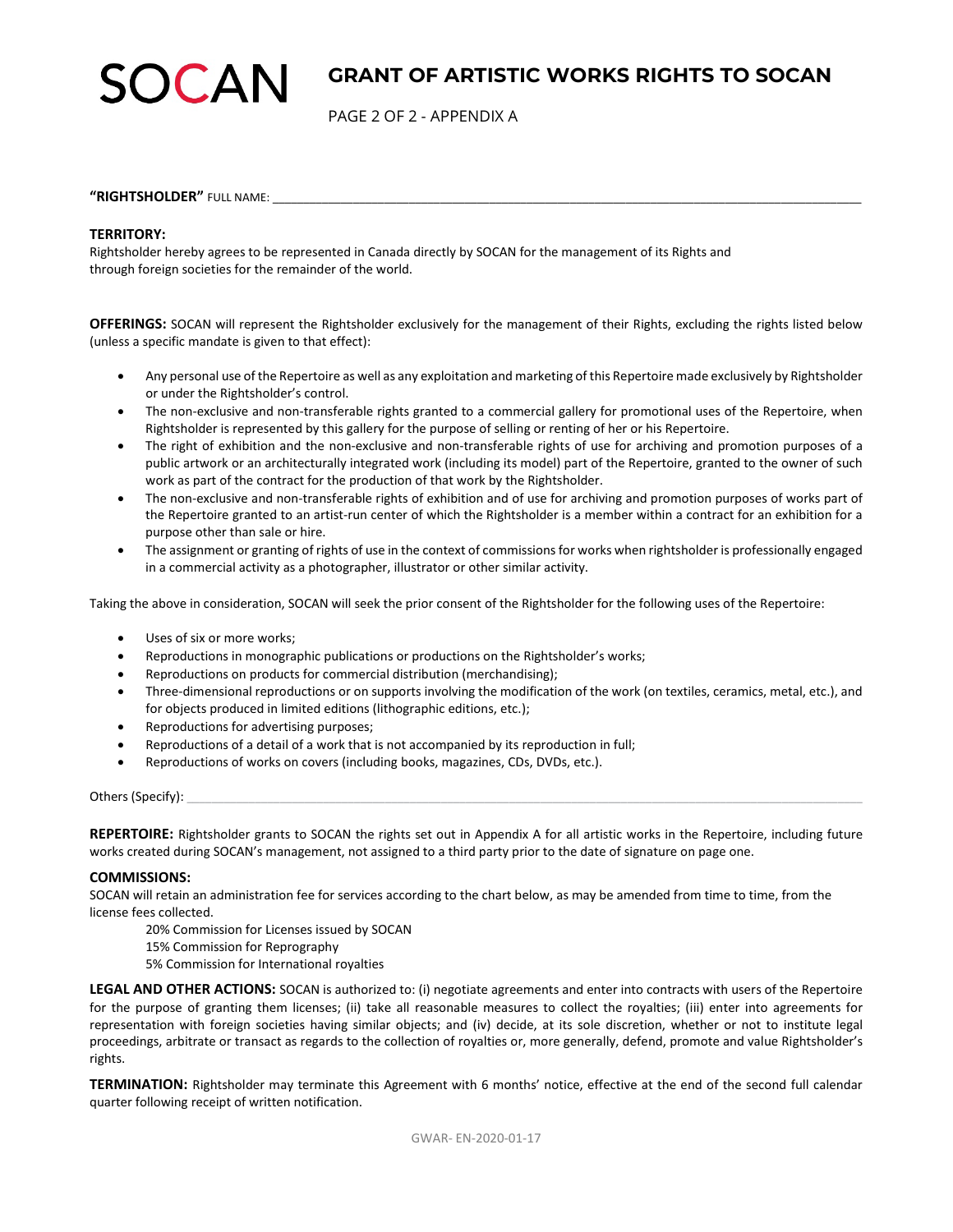# GRANT OF ARTISTIC WORKS RIGHTS TO SOCAN

PAGE 2 OF 2 - APPENDIX A

**"RIGHTSHOLDER"** FULL NAME: ______________________________________________________________________________

**TERRITORY:**
Rightsholder hereby agrees to be represented in Canada directly by SOCAN for the management of its Rights and through foreign societies for the remainder of the world.

**OFFERINGS:** SOCAN will represent the Rightsholder exclusively for the management of their Rights, excluding the rights listed below (unless a specific mandate is given to that effect):

- Any personal use of the Repertoire as well as any exploitation and marketing of this Repertoire made exclusively by Rightsholder or under the Rightsholder's control.
- The non-exclusive and non-transferable rights granted to a commercial gallery for promotional uses of the Repertoire, when Rightsholder is represented by this gallery for the purpose of selling or renting of her or his Repertoire.
- The right of exhibition and the non-exclusive and non-transferable rights of use for archiving and promotion purposes of a public artwork or an architecturally integrated work (including its model) part of the Repertoire, granted to the owner of such work as part of the contract for the production of that work by the Rightsholder.
- The non-exclusive and non-transferable rights of exhibition and of use for archiving and promotion purposes of works part of the Repertoire granted to an artist-run center of which the Rightsholder is a member within a contract for an exhibition for a purpose other than sale or hire.
- The assignment or granting of rights of use in the context of commissions for works when rightsholder is professionally engaged in a commercial activity as a photographer, illustrator or other similar activity.

Taking the above in consideration, SOCAN will seek the prior consent of the Rightsholder for the following uses of the Repertoire:

- Uses of six or more works;
- Reproductions in monographic publications or productions on the Rightsholder's works;
- Reproductions on products for commercial distribution (merchandising);
- Three-dimensional reproductions or on supports involving the modification of the work (on textiles, ceramics, metal, etc.), and for objects produced in limited editions (lithographic editions, etc.);
- Reproductions for advertising purposes;
- Reproductions of a detail of a work that is not accompanied by its reproduction in full;
- Reproductions of works on covers (including books, magazines, CDs, DVDs, etc.).

Others (Specify): ______________________________________________________________________________

**REPERTOIRE:** Rightsholder grants to SOCAN the rights set out in Appendix A for all artistic works in the Repertoire, including future works created during SOCAN's management, not assigned to a third party prior to the date of signature on page one.

**COMMISSIONS:**
SOCAN will retain an administration fee for services according to the chart below, as may be amended from time to time, from the license fees collected.

20% Commission for Licenses issued by SOCAN
15% Commission for Reprography
5% Commission for International royalties

**LEGAL AND OTHER ACTIONS:** SOCAN is authorized to: (i) negotiate agreements and enter into contracts with users of the Repertoire for the purpose of granting them licenses; (ii) take all reasonable measures to collect the royalties; (iii) enter into agreements for representation with foreign societies having similar objects; and (iv) decide, at its sole discretion, whether or not to institute legal proceedings, arbitrate or transact as regards to the collection of royalties or, more generally, defend, promote and value Rightsholder's rights.

**TERMINATION:** Rightsholder may terminate this Agreement with 6 months' notice, effective at the end of the second full calendar quarter following receipt of written notification.

GWAR- EN-2020-01-17